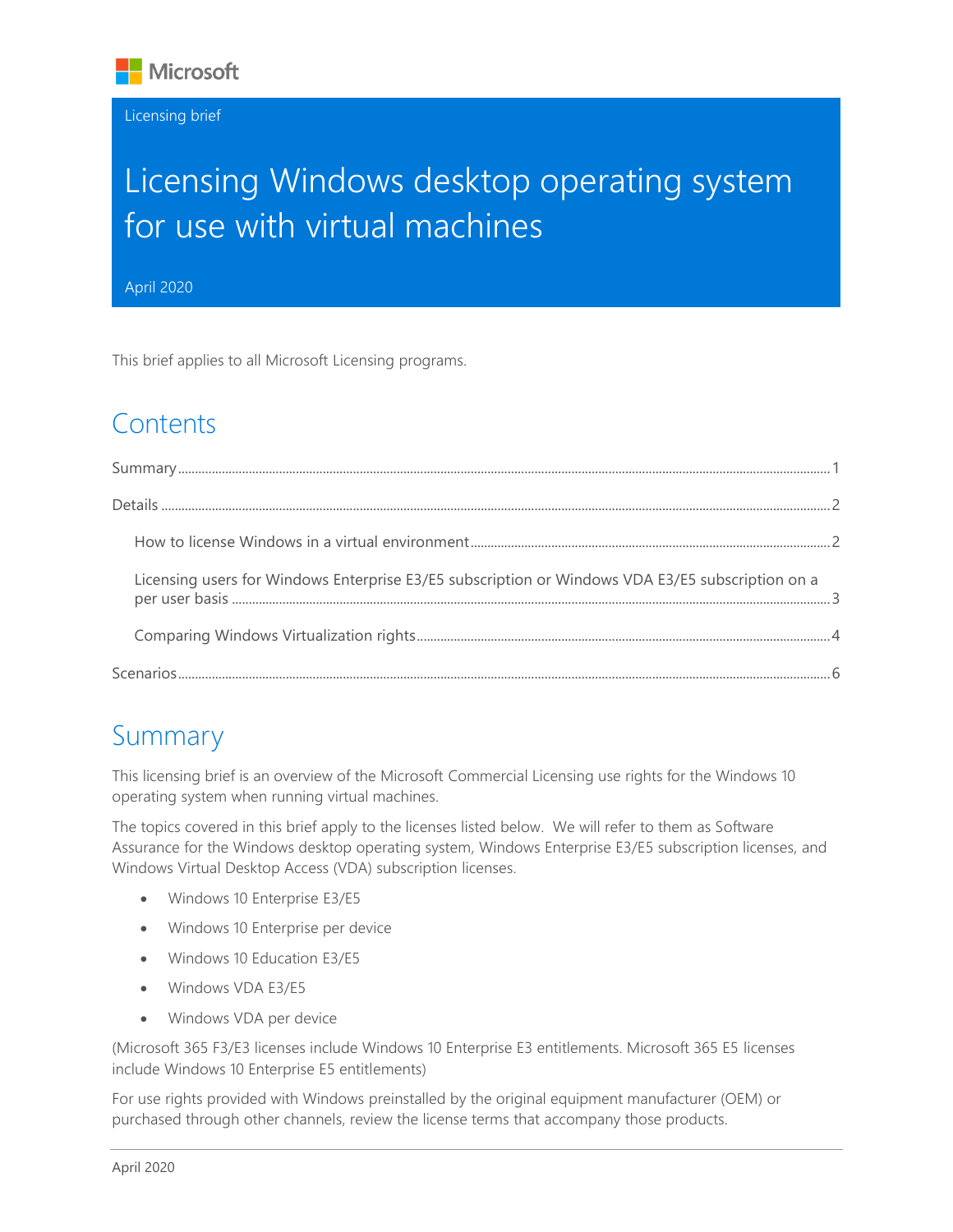Microsoft

Licensing brief

# Licensing Windows desktop operating system for use with virtual machines

April 2020

This brief applies to all Microsoft Licensing programs.

## Contents

Summary ..... 1

Details ..... 2

- How to license Windows in a virtual environment ..... 2
- Licensing users for Windows Enterprise E3/E5 subscription or Windows VDA E3/E5 subscription on a per user basis ..... 3
- Comparing Windows Virtualization rights ..... 4

Scenarios ..... 6

## Summary

This licensing brief is an overview of the Microsoft Commercial Licensing use rights for the Windows 10 operating system when running virtual machines.

The topics covered in this brief apply to the licenses listed below. We will refer to them as Software Assurance for the Windows desktop operating system, Windows Enterprise E3/E5 subscription licenses, and Windows Virtual Desktop Access (VDA) subscription licenses.

- Windows 10 Enterprise E3/E5
- Windows 10 Enterprise per device
- Windows 10 Education E3/E5
- Windows VDA E3/E5
- Windows VDA per device

(Microsoft 365 F3/E3 licenses include Windows 10 Enterprise E3 entitlements. Microsoft 365 E5 licenses include Windows 10 Enterprise E5 entitlements)

For use rights provided with Windows preinstalled by the original equipment manufacturer (OEM) or purchased through other channels, review the license terms that accompany those products.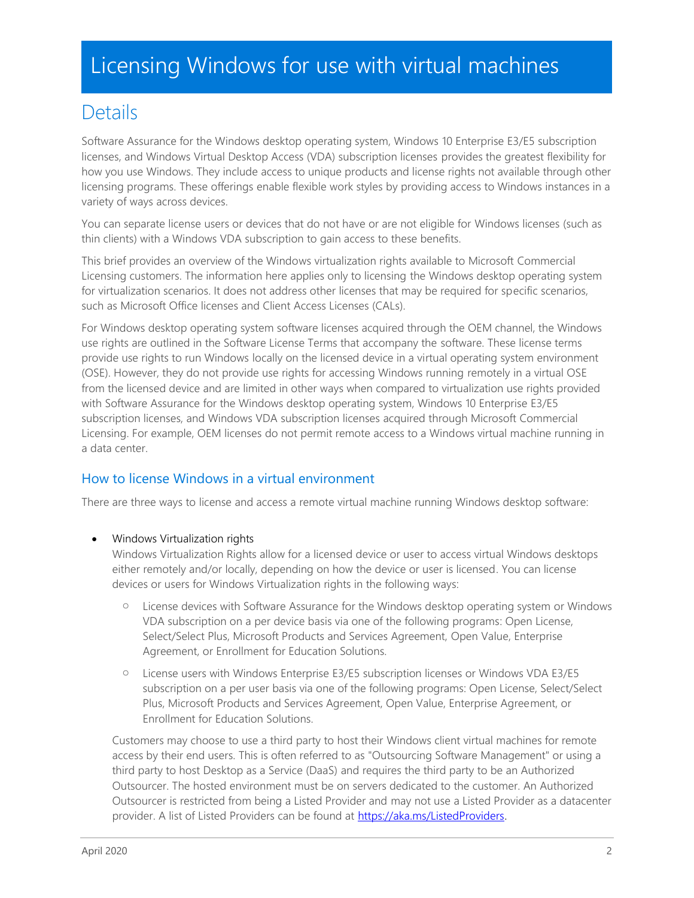# Licensing Windows for use with virtual machines

## Details

Software Assurance for the Windows desktop operating system, Windows 10 Enterprise E3/E5 subscription licenses, and Windows Virtual Desktop Access (VDA) subscription licenses provides the greatest flexibility for how you use Windows. They include access to unique products and license rights not available through other licensing programs. These offerings enable flexible work styles by providing access to Windows instances in a variety of ways across devices.

You can separate license users or devices that do not have or are not eligible for Windows licenses (such as thin clients) with a Windows VDA subscription to gain access to these benefits.

This brief provides an overview of the Windows virtualization rights available to Microsoft Commercial Licensing customers. The information here applies only to licensing the Windows desktop operating system for virtualization scenarios. It does not address other licenses that may be required for specific scenarios, such as Microsoft Office licenses and Client Access Licenses (CALs).

For Windows desktop operating system software licenses acquired through the OEM channel, the Windows use rights are outlined in the Software License Terms that accompany the software. These license terms provide use rights to run Windows locally on the licensed device in a virtual operating system environment (OSE). However, they do not provide use rights for accessing Windows running remotely in a virtual OSE from the licensed device and are limited in other ways when compared to virtualization use rights provided with Software Assurance for the Windows desktop operating system, Windows 10 Enterprise E3/E5 subscription licenses, and Windows VDA subscription licenses acquired through Microsoft Commercial Licensing. For example, OEM licenses do not permit remote access to a Windows virtual machine running in a data center.

### How to license Windows in a virtual environment

There are three ways to license and access a remote virtual machine running Windows desktop software:

- Windows Virtualization rights
  Windows Virtualization Rights allow for a licensed device or user to access virtual Windows desktops either remotely and/or locally, depending on how the device or user is licensed. You can license devices or users for Windows Virtualization rights in the following ways:
    - License devices with Software Assurance for the Windows desktop operating system or Windows VDA subscription on a per device basis via one of the following programs: Open License, Select/Select Plus, Microsoft Products and Services Agreement, Open Value, Enterprise Agreement, or Enrollment for Education Solutions.
    - License users with Windows Enterprise E3/E5 subscription licenses or Windows VDA E3/E5 subscription on a per user basis via one of the following programs: Open License, Select/Select Plus, Microsoft Products and Services Agreement, Open Value, Enterprise Agreement, or Enrollment for Education Solutions.

  Customers may choose to use a third party to host their Windows client virtual machines for remote access by their end users. This is often referred to as "Outsourcing Software Management" or using a third party to host Desktop as a Service (DaaS) and requires the third party to be an Authorized Outsourcer. The hosted environment must be on servers dedicated to the customer. An Authorized Outsourcer is restricted from being a Listed Provider and may not use a Listed Provider as a datacenter provider. A list of Listed Providers can be found at https://aka.ms/ListedProviders.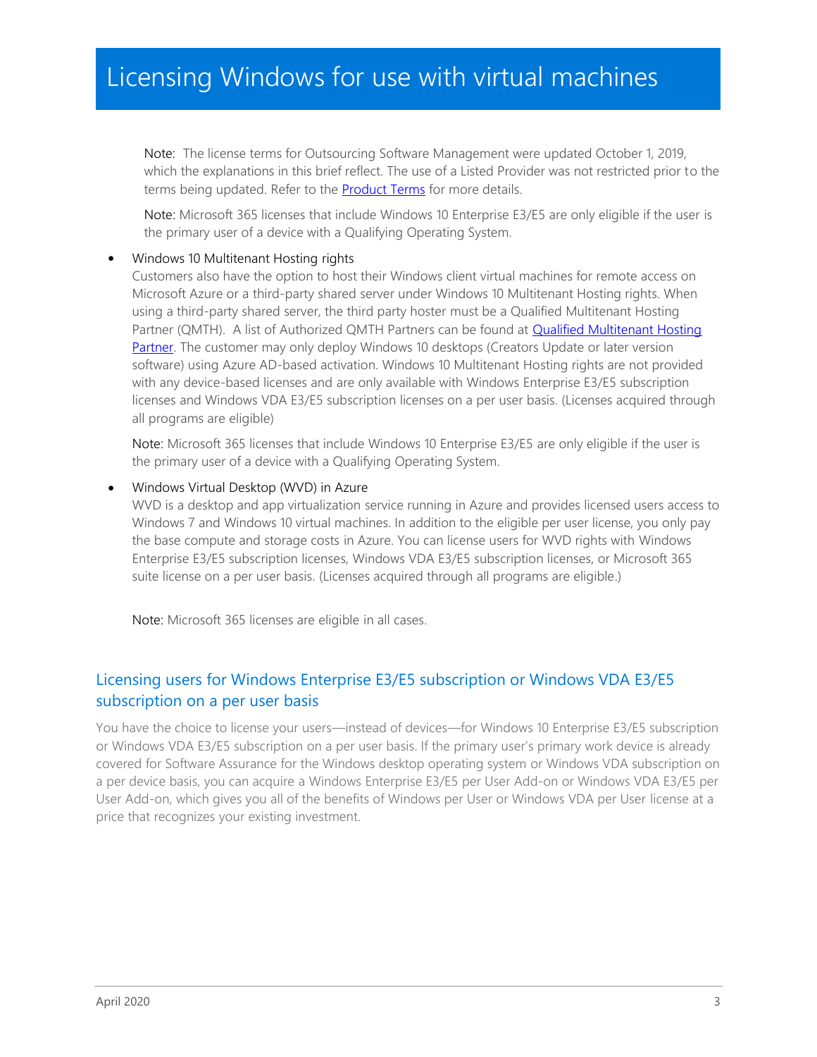# Licensing Windows for use with virtual machines

Note: The license terms for Outsourcing Software Management were updated October 1, 2019, which the explanations in this brief reflect. The use of a Listed Provider was not restricted prior to the terms being updated. Refer to the [Product Terms](Product Terms) for more details.

Note: Microsoft 365 licenses that include Windows 10 Enterprise E3/E5 are only eligible if the user is the primary user of a device with a Qualifying Operating System.

- Windows 10 Multitenant Hosting rights
  Customers also have the option to host their Windows client virtual machines for remote access on Microsoft Azure or a third-party shared server under Windows 10 Multitenant Hosting rights. When using a third-party shared server, the third party hoster must be a Qualified Multitenant Hosting Partner (QMTH). A list of Authorized QMTH Partners can be found at [Qualified Multitenant Hosting Partner](Qualified Multitenant Hosting Partner). The customer may only deploy Windows 10 desktops (Creators Update or later version software) using Azure AD-based activation. Windows 10 Multitenant Hosting rights are not provided with any device-based licenses and are only available with Windows Enterprise E3/E5 subscription licenses and Windows VDA E3/E5 subscription licenses on a per user basis. (Licenses acquired through all programs are eligible)

  Note: Microsoft 365 licenses that include Windows 10 Enterprise E3/E5 are only eligible if the user is the primary user of a device with a Qualifying Operating System.

- Windows Virtual Desktop (WVD) in Azure
  WVD is a desktop and app virtualization service running in Azure and provides licensed users access to Windows 7 and Windows 10 virtual machines. In addition to the eligible per user license, you only pay the base compute and storage costs in Azure. You can license users for WVD rights with Windows Enterprise E3/E5 subscription licenses, Windows VDA E3/E5 subscription licenses, or Microsoft 365 suite license on a per user basis. (Licenses acquired through all programs are eligible.)

  Note: Microsoft 365 licenses are eligible in all cases.

## Licensing users for Windows Enterprise E3/E5 subscription or Windows VDA E3/E5 subscription on a per user basis

You have the choice to license your users—instead of devices—for Windows 10 Enterprise E3/E5 subscription or Windows VDA E3/E5 subscription on a per user basis. If the primary user's primary work device is already covered for Software Assurance for the Windows desktop operating system or Windows VDA subscription on a per device basis, you can acquire a Windows Enterprise E3/E5 per User Add-on or Windows VDA E3/E5 per User Add-on, which gives you all of the benefits of Windows per User or Windows VDA per User license at a price that recognizes your existing investment.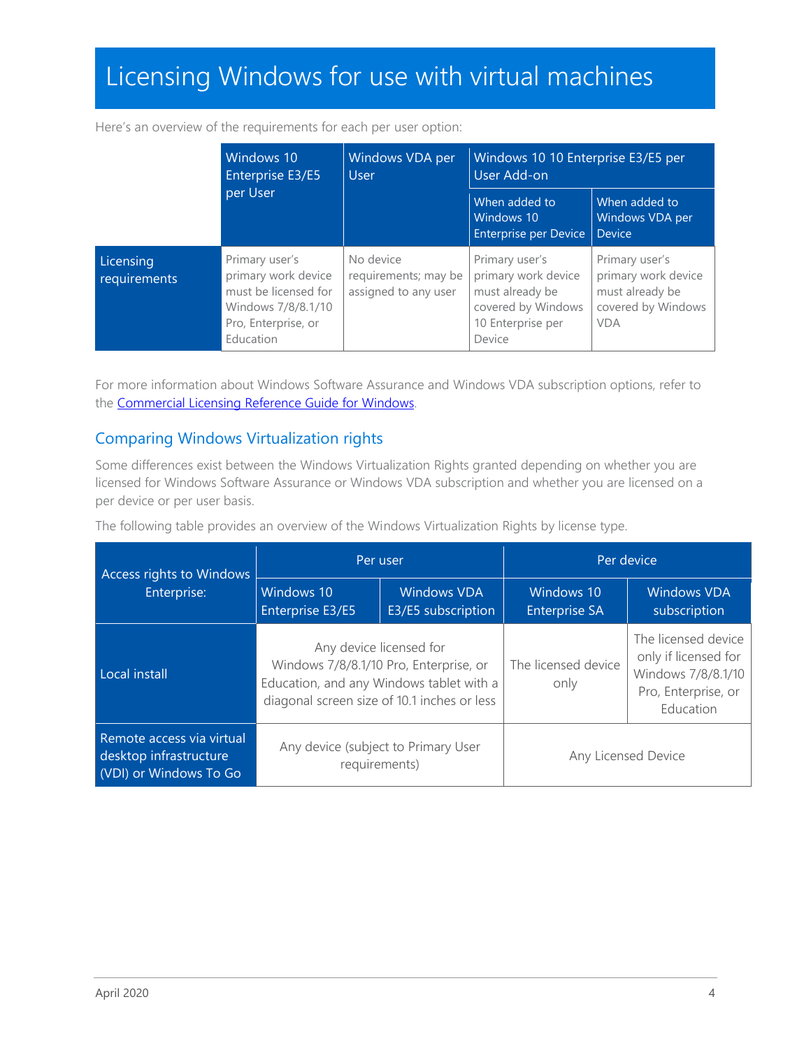# Licensing Windows for use with virtual machines

Here's an overview of the requirements for each per user option:

| | Windows 10 Enterprise E3/E5 per User | Windows VDA per User | Windows 10 10 Enterprise E3/E5 per User Add-on | |
|---|---|---|---|---|
| | | | When added to Windows 10 Enterprise per Device | When added to Windows VDA per Device |
| Licensing requirements | Primary user's primary work device must be licensed for Windows 7/8/8.1/10 Pro, Enterprise, or Education | No device requirements; may be assigned to any user | Primary user's primary work device must already be covered by Windows 10 Enterprise per Device | Primary user's primary work device must already be covered by Windows VDA |

For more information about Windows Software Assurance and Windows VDA subscription options, refer to the [Commercial Licensing Reference Guide for Windows](Commercial Licensing Reference Guide for Windows).

## Comparing Windows Virtualization rights

Some differences exist between the Windows Virtualization Rights granted depending on whether you are licensed for Windows Software Assurance or Windows VDA subscription and whether you are licensed on a per device or per user basis.

The following table provides an overview of the Windows Virtualization Rights by license type.

| Access rights to Windows Enterprise: | Per user | | Per device | |
|---|---|---|---|---|
| | Windows 10 Enterprise E3/E5 | Windows VDA E3/E5 subscription | Windows 10 Enterprise SA | Windows VDA subscription |
| Local install | Any device licensed for Windows 7/8/8.1/10 Pro, Enterprise, or Education, and any Windows tablet with a diagonal screen size of 10.1 inches or less | | The licensed device only | The licensed device only if licensed for Windows 7/8/8.1/10 Pro, Enterprise, or Education |
| Remote access via virtual desktop infrastructure (VDI) or Windows To Go | Any device (subject to Primary User requirements) | | Any Licensed Device | |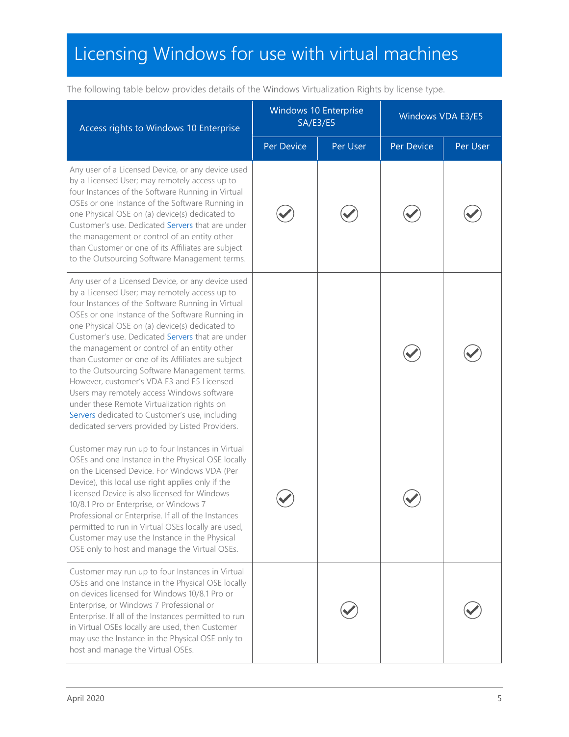# Licensing Windows for use with virtual machines

The following table below provides details of the Windows Virtualization Rights by license type.

| Access rights to Windows 10 Enterprise | Windows 10 Enterprise SA/E3/E5 | | Windows VDA E3/E5 | |
|---|---|---|---|---|
| | Per Device | Per User | Per Device | Per User |
| Any user of a Licensed Device, or any device used by a Licensed User; may remotely access up to four Instances of the Software Running in Virtual OSEs or one Instance of the Software Running in one Physical OSE on (a) device(s) dedicated to Customer's use. Dedicated Servers that are under the management or control of an entity other than Customer or one of its Affiliates are subject to the Outsourcing Software Management terms. | ✓ | ✓ | ✓ | ✓ |
| Any user of a Licensed Device, or any device used by a Licensed User; may remotely access up to four Instances of the Software Running in Virtual OSEs or one Instance of the Software Running in one Physical OSE on (a) device(s) dedicated to Customer's use. Dedicated Servers that are under the management or control of an entity other than Customer or one of its Affiliates are subject to the Outsourcing Software Management terms. However, customer's VDA E3 and E5 Licensed Users may remotely access Windows software under these Remote Virtualization rights on Servers dedicated to Customer's use, including dedicated servers provided by Listed Providers. | | | ✓ | ✓ |
| Customer may run up to four Instances in Virtual OSEs and one Instance in the Physical OSE locally on the Licensed Device. For Windows VDA (Per Device), this local use right applies only if the Licensed Device is also licensed for Windows 10/8.1 Pro or Enterprise, or Windows 7 Professional or Enterprise. If all of the Instances permitted to run in Virtual OSEs locally are used, Customer may use the Instance in the Physical OSE only to host and manage the Virtual OSEs. | ✓ | | ✓ | |
| Customer may run up to four Instances in Virtual OSEs and one Instance in the Physical OSE locally on devices licensed for Windows 10/8.1 Pro or Enterprise, or Windows 7 Professional or Enterprise. If all of the Instances permitted to run in Virtual OSEs locally are used, then Customer may use the Instance in the Physical OSE only to host and manage the Virtual OSEs. | | ✓ | | ✓ |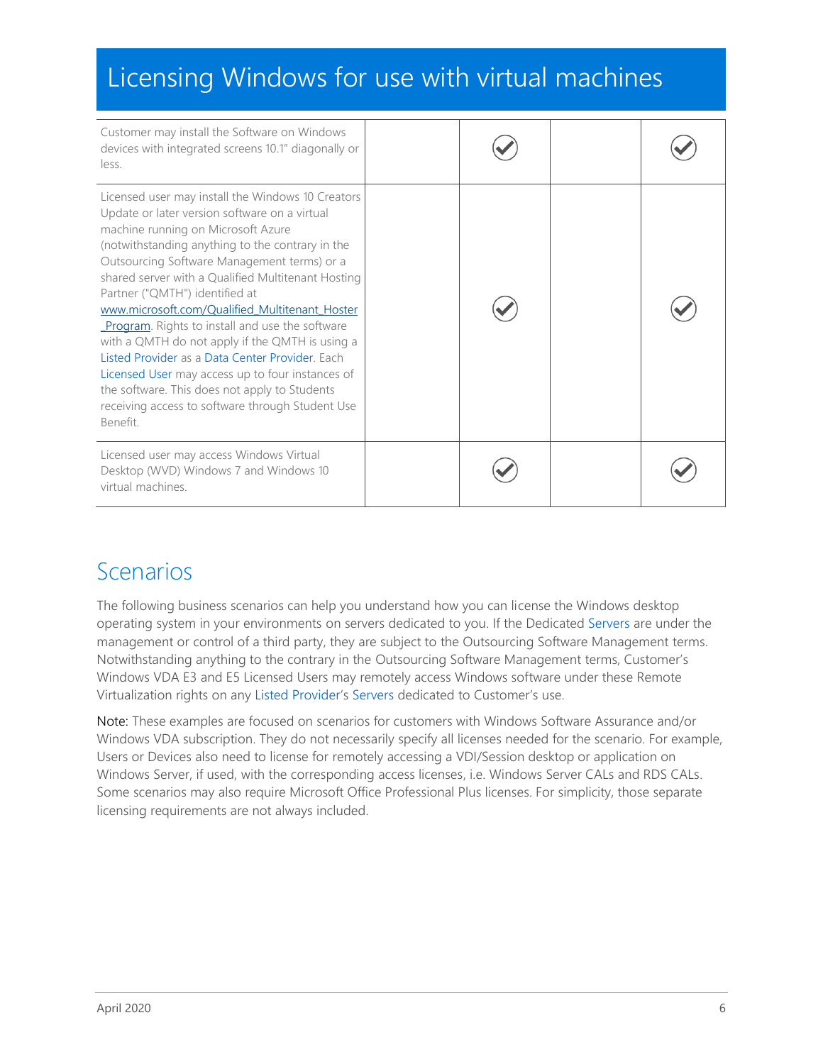# Licensing Windows for use with virtual machines

| | | | | |
|---|---|---|---|---|
| Customer may install the Software on Windows devices with integrated screens 10.1" diagonally or less. | | ✓ | | ✓ |
| Licensed user may install the Windows 10 Creators Update or later version software on a virtual machine running on Microsoft Azure (notwithstanding anything to the contrary in the Outsourcing Software Management terms) or a shared server with a Qualified Multitenant Hosting Partner ("QMTH") identified at www.microsoft.com/Qualified_Multitenant_Hoster_Program. Rights to install and use the software with a QMTH do not apply if the QMTH is using a Listed Provider as a Data Center Provider. Each Licensed User may access up to four instances of the software. This does not apply to Students receiving access to software through Student Use Benefit. | | ✓ | | ✓ |
| Licensed user may access Windows Virtual Desktop (WVD) Windows 7 and Windows 10 virtual machines. | | ✓ | | ✓ |

## Scenarios

The following business scenarios can help you understand how you can license the Windows desktop operating system in your environments on servers dedicated to you. If the Dedicated Servers are under the management or control of a third party, they are subject to the Outsourcing Software Management terms. Notwithstanding anything to the contrary in the Outsourcing Software Management terms, Customer's Windows VDA E3 and E5 Licensed Users may remotely access Windows software under these Remote Virtualization rights on any Listed Provider's Servers dedicated to Customer's use.

Note: These examples are focused on scenarios for customers with Windows Software Assurance and/or Windows VDA subscription. They do not necessarily specify all licenses needed for the scenario. For example, Users or Devices also need to license for remotely accessing a VDI/Session desktop or application on Windows Server, if used, with the corresponding access licenses, i.e. Windows Server CALs and RDS CALs. Some scenarios may also require Microsoft Office Professional Plus licenses. For simplicity, those separate licensing requirements are not always included.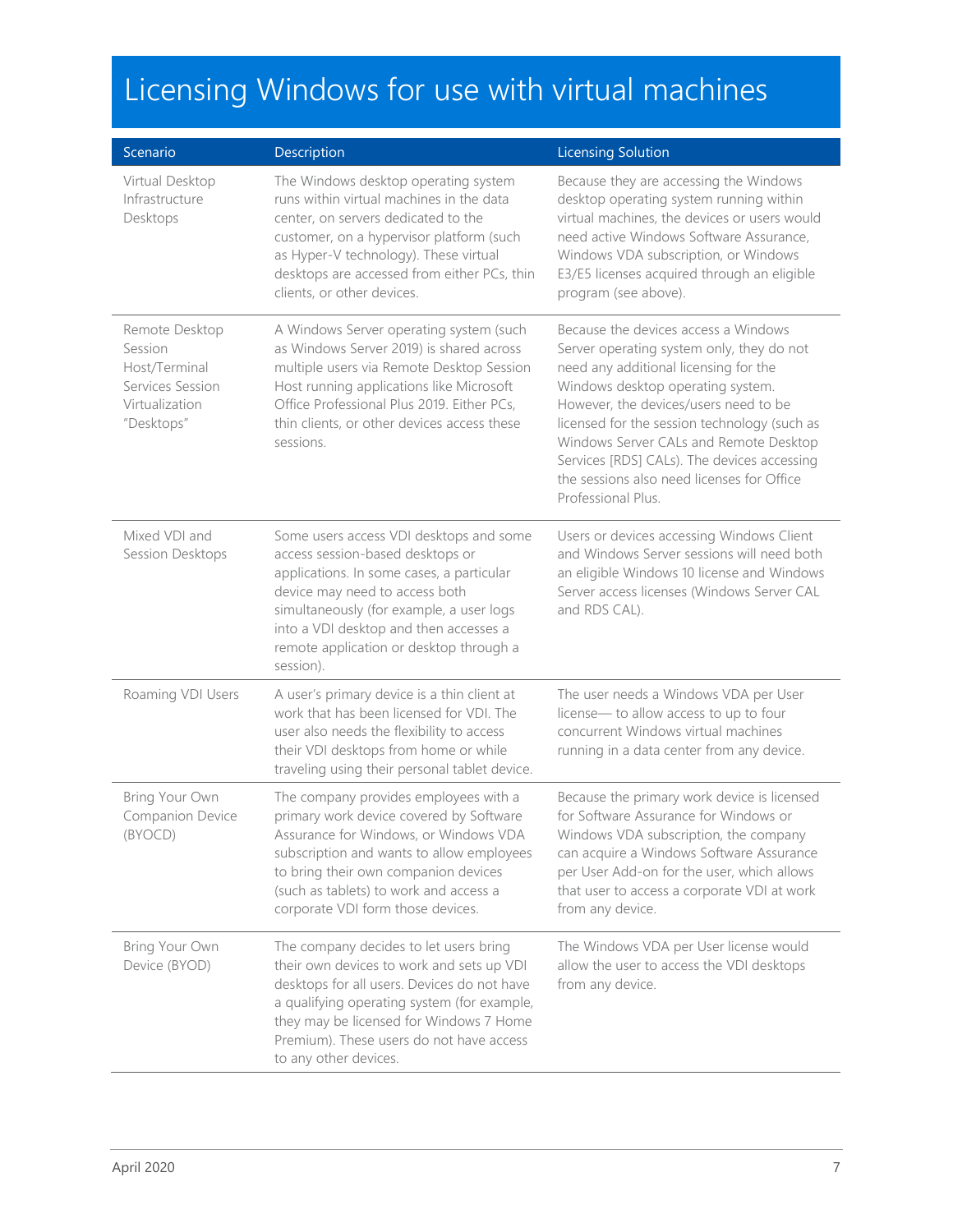# Licensing Windows for use with virtual machines

| Scenario | Description | Licensing Solution |
|---|---|---|
| Virtual Desktop Infrastructure Desktops | The Windows desktop operating system runs within virtual machines in the data center, on servers dedicated to the customer, on a hypervisor platform (such as Hyper-V technology). These virtual desktops are accessed from either PCs, thin clients, or other devices. | Because they are accessing the Windows desktop operating system running within virtual machines, the devices or users would need active Windows Software Assurance, Windows VDA subscription, or Windows E3/E5 licenses acquired through an eligible program (see above). |
| Remote Desktop Session Host/Terminal Services Session Virtualization "Desktops" | A Windows Server operating system (such as Windows Server 2019) is shared across multiple users via Remote Desktop Session Host running applications like Microsoft Office Professional Plus 2019. Either PCs, thin clients, or other devices access these sessions. | Because the devices access a Windows Server operating system only, they do not need any additional licensing for the Windows desktop operating system. However, the devices/users need to be licensed for the session technology (such as Windows Server CALs and Remote Desktop Services [RDS] CALs). The devices accessing the sessions also need licenses for Office Professional Plus. |
| Mixed VDI and Session Desktops | Some users access VDI desktops and some access session-based desktops or applications. In some cases, a particular device may need to access both simultaneously (for example, a user logs into a VDI desktop and then accesses a remote application or desktop through a session). | Users or devices accessing Windows Client and Windows Server sessions will need both an eligible Windows 10 license and Windows Server access licenses (Windows Server CAL and RDS CAL). |
| Roaming VDI Users | A user's primary device is a thin client at work that has been licensed for VDI. The user also needs the flexibility to access their VDI desktops from home or while traveling using their personal tablet device. | The user needs a Windows VDA per User license— to allow access to up to four concurrent Windows virtual machines running in a data center from any device. |
| Bring Your Own Companion Device (BYOCD) | The company provides employees with a primary work device covered by Software Assurance for Windows, or Windows VDA subscription and wants to allow employees to bring their own companion devices (such as tablets) to work and access a corporate VDI form those devices. | Because the primary work device is licensed for Software Assurance for Windows or Windows VDA subscription, the company can acquire a Windows Software Assurance per User Add-on for the user, which allows that user to access a corporate VDI at work from any device. |
| Bring Your Own Device (BYOD) | The company decides to let users bring their own devices to work and sets up VDI desktops for all users. Devices do not have a qualifying operating system (for example, they may be licensed for Windows 7 Home Premium). These users do not have access to any other devices. | The Windows VDA per User license would allow the user to access the VDI desktops from any device. |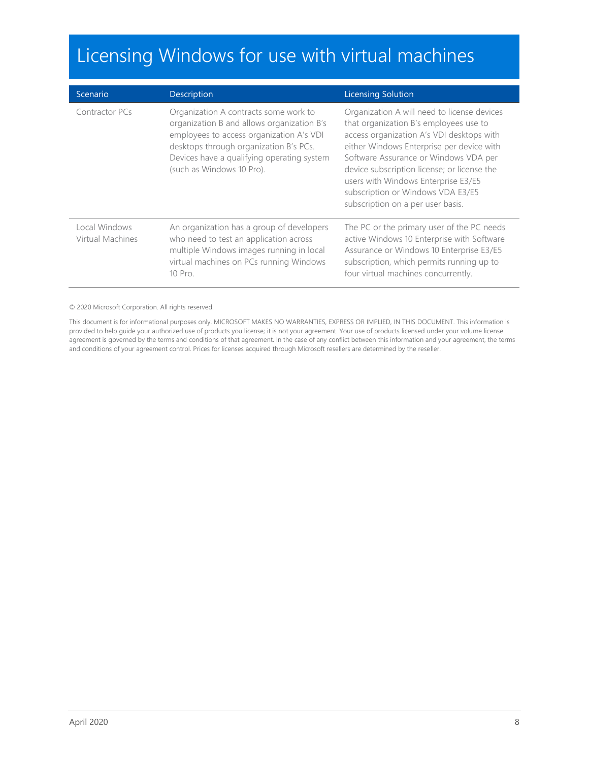# Licensing Windows for use with virtual machines

| Scenario | Description | Licensing Solution |
|---|---|---|
| Contractor PCs | Organization A contracts some work to organization B and allows organization B's employees to access organization A's VDI desktops through organization B's PCs. Devices have a qualifying operating system (such as Windows 10 Pro). | Organization A will need to license devices that organization B's employees use to access organization A's VDI desktops with either Windows Enterprise per device with Software Assurance or Windows VDA per device subscription license; or license the users with Windows Enterprise E3/E5 subscription or Windows VDA E3/E5 subscription on a per user basis. |
| Local Windows Virtual Machines | An organization has a group of developers who need to test an application across multiple Windows images running in local virtual machines on PCs running Windows 10 Pro. | The PC or the primary user of the PC needs active Windows 10 Enterprise with Software Assurance or Windows 10 Enterprise E3/E5 subscription, which permits running up to four virtual machines concurrently. |

© 2020 Microsoft Corporation. All rights reserved.

This document is for informational purposes only. MICROSOFT MAKES NO WARRANTIES, EXPRESS OR IMPLIED, IN THIS DOCUMENT. This information is provided to help guide your authorized use of products you license; it is not your agreement. Your use of products licensed under your volume license agreement is governed by the terms and conditions of that agreement. In the case of any conflict between this information and your agreement, the terms and conditions of your agreement control. Prices for licenses acquired through Microsoft resellers are determined by the reseller.